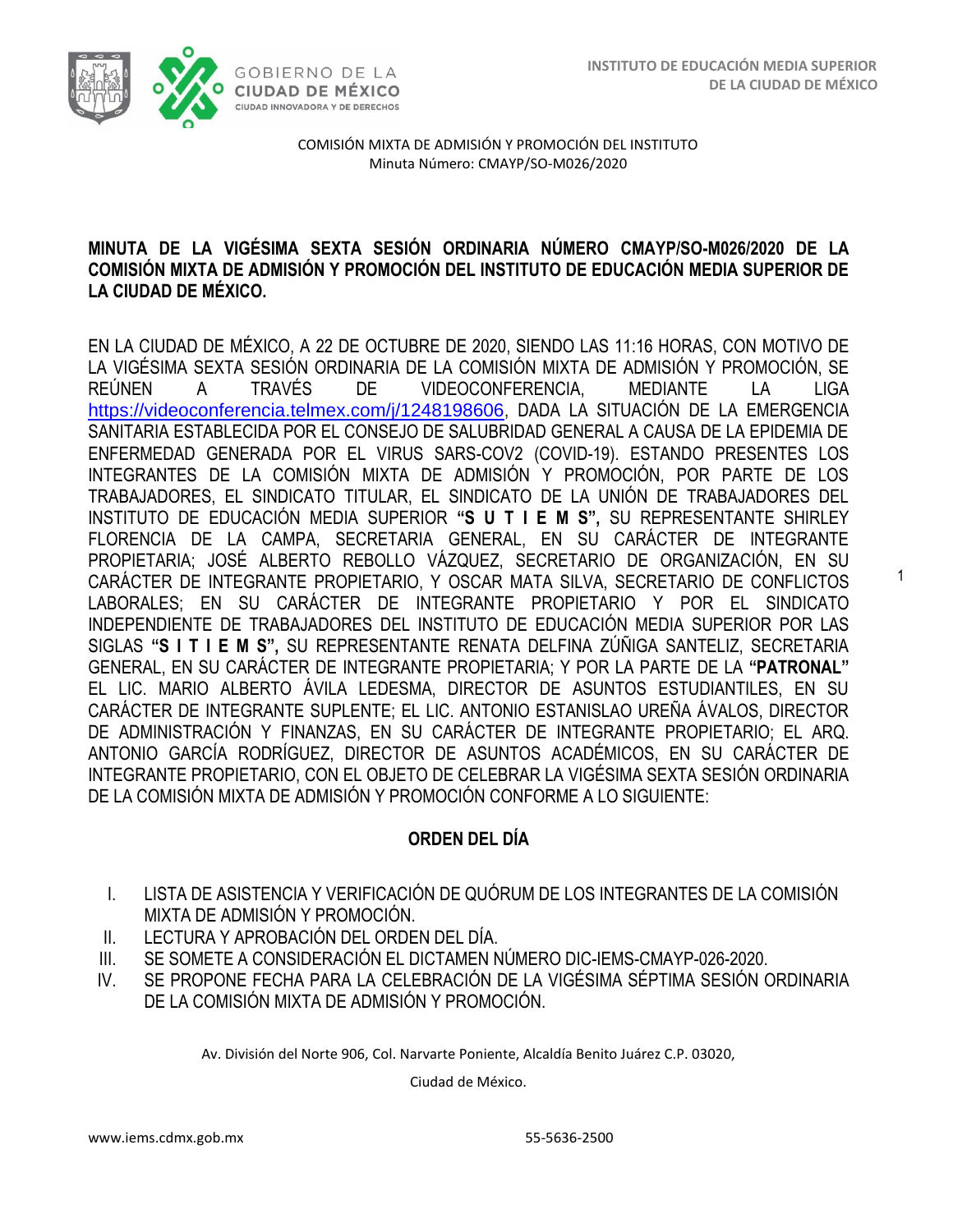COMISIÓN MIXTA DE ADMISIÓN Y PROMOCIÓN DEL INSTITUTO
Minuta Número: CMAYP/SO-M026/2020

**MINUTA DE LA VIGÉSIMA SEXTA SESIÓN ORDINARIA NÚMERO CMAYP/SO-M026/2020 DE LA COMISIÓN MIXTA DE ADMISIÓN Y PROMOCIÓN DEL INSTITUTO DE EDUCACIÓN MEDIA SUPERIOR DE LA CIUDAD DE MÉXICO.**

EN LA CIUDAD DE MÉXICO, A 22 DE OCTUBRE DE 2020, SIENDO LAS 11:16 HORAS, CON MOTIVO DE LA VIGÉSIMA SEXTA SESIÓN ORDINARIA DE LA COMISIÓN MIXTA DE ADMISIÓN Y PROMOCIÓN, SE REÚNEN A TRAVÉS DE VIDEOCONFERENCIA, MEDIANTE LA LIGA https://videoconferencia.telmex.com/j/1248198606, DADA LA SITUACIÓN DE LA EMERGENCIA SANITARIA ESTABLECIDA POR EL CONSEJO DE SALUBRIDAD GENERAL A CAUSA DE LA EPIDEMIA DE ENFERMEDAD GENERADA POR EL VIRUS SARS-COV2 (COVID-19). ESTANDO PRESENTES LOS INTEGRANTES DE LA COMISIÓN MIXTA DE ADMISIÓN Y PROMOCIÓN, POR PARTE DE LOS TRABAJADORES, EL SINDICATO TITULAR, EL SINDICATO DE LA UNIÓN DE TRABAJADORES DEL INSTITUTO DE EDUCACIÓN MEDIA SUPERIOR **"S U T I E M S",** SU REPRESENTANTE SHIRLEY FLORENCIA DE LA CAMPA, SECRETARIA GENERAL, EN SU CARÁCTER DE INTEGRANTE PROPIETARIA; JOSÉ ALBERTO REBOLLO VÁZQUEZ, SECRETARIO DE ORGANIZACIÓN, EN SU CARÁCTER DE INTEGRANTE PROPIETARIO, Y OSCAR MATA SILVA, SECRETARIO DE CONFLICTOS LABORALES; EN SU CARÁCTER DE INTEGRANTE PROPIETARIO Y POR EL SINDICATO INDEPENDIENTE DE TRABAJADORES DEL INSTITUTO DE EDUCACIÓN MEDIA SUPERIOR POR LAS SIGLAS **"S I T I E M S",** SU REPRESENTANTE RENATA DELFINA ZÚÑIGA SANTELIZ, SECRETARIA GENERAL, EN SU CARÁCTER DE INTEGRANTE PROPIETARIA; Y POR LA PARTE DE LA **"PATRONAL"** EL LIC. MARIO ALBERTO ÁVILA LEDESMA, DIRECTOR DE ASUNTOS ESTUDIANTILES, EN SU CARÁCTER DE INTEGRANTE SUPLENTE; EL LIC. ANTONIO ESTANISLAO UREÑA ÁVALOS, DIRECTOR DE ADMINISTRACIÓN Y FINANZAS, EN SU CARÁCTER DE INTEGRANTE PROPIETARIO; EL ARQ. ANTONIO GARCÍA RODRÍGUEZ, DIRECTOR DE ASUNTOS ACADÉMICOS, EN SU CARÁCTER DE INTEGRANTE PROPIETARIO, CON EL OBJETO DE CELEBRAR LA VIGÉSIMA SEXTA SESIÓN ORDINARIA DE LA COMISIÓN MIXTA DE ADMISIÓN Y PROMOCIÓN CONFORME A LO SIGUIENTE:

## ORDEN DEL DÍA

I. LISTA DE ASISTENCIA Y VERIFICACIÓN DE QUÓRUM DE LOS INTEGRANTES DE LA COMISIÓN MIXTA DE ADMISIÓN Y PROMOCIÓN.
II. LECTURA Y APROBACIÓN DEL ORDEN DEL DÍA.
III. SE SOMETE A CONSIDERACIÓN EL DICTAMEN NÚMERO DIC-IEMS-CMAYP-026-2020.
IV. SE PROPONE FECHA PARA LA CELEBRACIÓN DE LA VIGÉSIMA SÉPTIMA SESIÓN ORDINARIA DE LA COMISIÓN MIXTA DE ADMISIÓN Y PROMOCIÓN.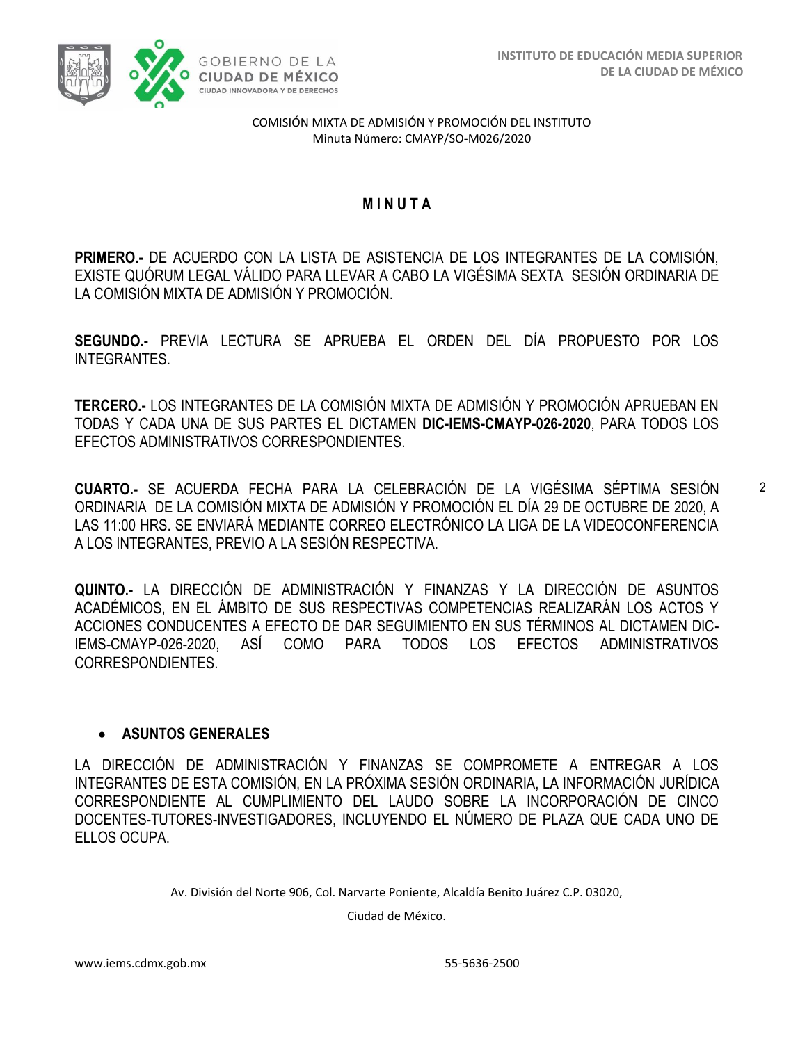COMISIÓN MIXTA DE ADMISIÓN Y PROMOCIÓN DEL INSTITUTO
Minuta Número: CMAYP/SO-M026/2020

# M I N U T A

**PRIMERO.-** DE ACUERDO CON LA LISTA DE ASISTENCIA DE LOS INTEGRANTES DE LA COMISIÓN, EXISTE QUÓRUM LEGAL VÁLIDO PARA LLEVAR A CABO LA VIGÉSIMA SEXTA SESIÓN ORDINARIA DE LA COMISIÓN MIXTA DE ADMISIÓN Y PROMOCIÓN.

**SEGUNDO.-** PREVIA LECTURA SE APRUEBA EL ORDEN DEL DÍA PROPUESTO POR LOS INTEGRANTES.

**TERCERO.-** LOS INTEGRANTES DE LA COMISIÓN MIXTA DE ADMISIÓN Y PROMOCIÓN APRUEBAN EN TODAS Y CADA UNA DE SUS PARTES EL DICTAMEN **DIC-IEMS-CMAYP-026-2020**, PARA TODOS LOS EFECTOS ADMINISTRATIVOS CORRESPONDIENTES.

**CUARTO.-** SE ACUERDA FECHA PARA LA CELEBRACIÓN DE LA VIGÉSIMA SÉPTIMA SESIÓN ORDINARIA DE LA COMISIÓN MIXTA DE ADMISIÓN Y PROMOCIÓN EL DÍA 29 DE OCTUBRE DE 2020, A LAS 11:00 HRS. SE ENVIARÁ MEDIANTE CORREO ELECTRÓNICO LA LIGA DE LA VIDEOCONFERENCIA A LOS INTEGRANTES, PREVIO A LA SESIÓN RESPECTIVA.

**QUINTO.-** LA DIRECCIÓN DE ADMINISTRACIÓN Y FINANZAS Y LA DIRECCIÓN DE ASUNTOS ACADÉMICOS, EN EL ÁMBITO DE SUS RESPECTIVAS COMPETENCIAS REALIZARÁN LOS ACTOS Y ACCIONES CONDUCENTES A EFECTO DE DAR SEGUIMIENTO EN SUS TÉRMINOS AL DICTAMEN DIC-IEMS-CMAYP-026-2020, ASÍ COMO PARA TODOS LOS EFECTOS ADMINISTRATIVOS CORRESPONDIENTES.

- **ASUNTOS GENERALES**

LA DIRECCIÓN DE ADMINISTRACIÓN Y FINANZAS SE COMPROMETE A ENTREGAR A LOS INTEGRANTES DE ESTA COMISIÓN, EN LA PRÓXIMA SESIÓN ORDINARIA, LA INFORMACIÓN JURÍDICA CORRESPONDIENTE AL CUMPLIMIENTO DEL LAUDO SOBRE LA INCORPORACIÓN DE CINCO DOCENTES-TUTORES-INVESTIGADORES, INCLUYENDO EL NÚMERO DE PLAZA QUE CADA UNO DE ELLOS OCUPA.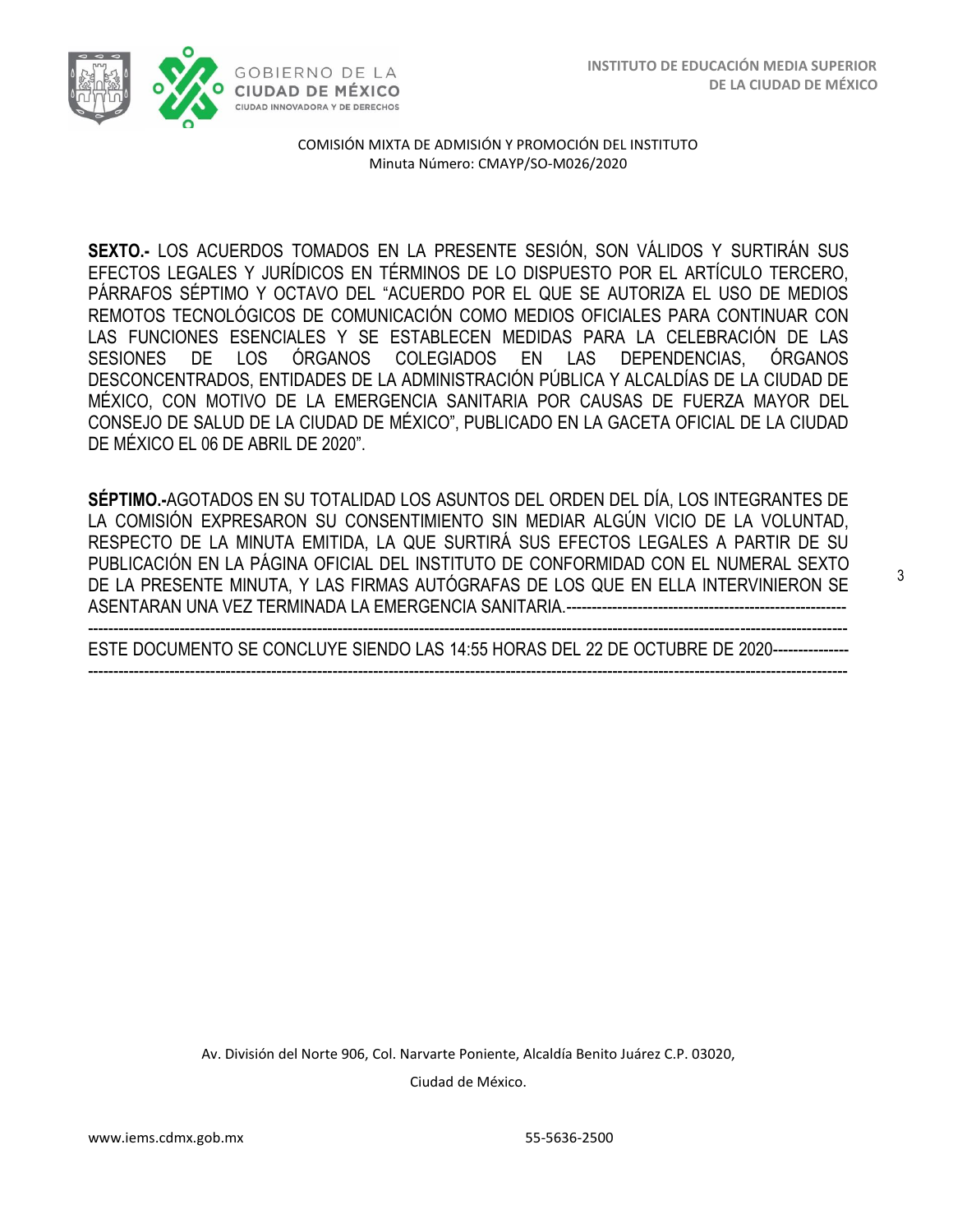COMISIÓN MIXTA DE ADMISIÓN Y PROMOCIÓN DEL INSTITUTO
Minuta Número: CMAYP/SO-M026/2020

**SEXTO.-** LOS ACUERDOS TOMADOS EN LA PRESENTE SESIÓN, SON VÁLIDOS Y SURTIRÁN SUS EFECTOS LEGALES Y JURÍDICOS EN TÉRMINOS DE LO DISPUESTO POR EL ARTÍCULO TERCERO, PÁRRAFOS SÉPTIMO Y OCTAVO DEL "ACUERDO POR EL QUE SE AUTORIZA EL USO DE MEDIOS REMOTOS TECNOLÓGICOS DE COMUNICACIÓN COMO MEDIOS OFICIALES PARA CONTINUAR CON LAS FUNCIONES ESENCIALES Y SE ESTABLECEN MEDIDAS PARA LA CELEBRACIÓN DE LAS SESIONES DE LOS ÓRGANOS COLEGIADOS EN LAS DEPENDENCIAS, ÓRGANOS DESCONCENTRADOS, ENTIDADES DE LA ADMINISTRACIÓN PÚBLICA Y ALCALDÍAS DE LA CIUDAD DE MÉXICO, CON MOTIVO DE LA EMERGENCIA SANITARIA POR CAUSAS DE FUERZA MAYOR DEL CONSEJO DE SALUD DE LA CIUDAD DE MÉXICO", PUBLICADO EN LA GACETA OFICIAL DE LA CIUDAD DE MÉXICO EL 06 DE ABRIL DE 2020".

**SÉPTIMO.-**AGOTADOS EN SU TOTALIDAD LOS ASUNTOS DEL ORDEN DEL DÍA, LOS INTEGRANTES DE LA COMISIÓN EXPRESARON SU CONSENTIMIENTO SIN MEDIAR ALGÚN VICIO DE LA VOLUNTAD, RESPECTO DE LA MINUTA EMITIDA, LA QUE SURTIRÁ SUS EFECTOS LEGALES A PARTIR DE SU PUBLICACIÓN EN LA PÁGINA OFICIAL DEL INSTITUTO DE CONFORMIDAD CON EL NUMERAL SEXTO DE LA PRESENTE MINUTA, Y LAS FIRMAS AUTÓGRAFAS DE LOS QUE EN ELLA INTERVINIERON SE ASENTARAN UNA VEZ TERMINADA LA EMERGENCIA SANITARIA.------------------------------------------------------
------------------------------------------------------------------------------------------------------------------------------------------
ESTE DOCUMENTO SE CONCLUYE SIENDO LAS 14:55 HORAS DEL 22 DE OCTUBRE DE 2020--------------
------------------------------------------------------------------------------------------------------------------------------------------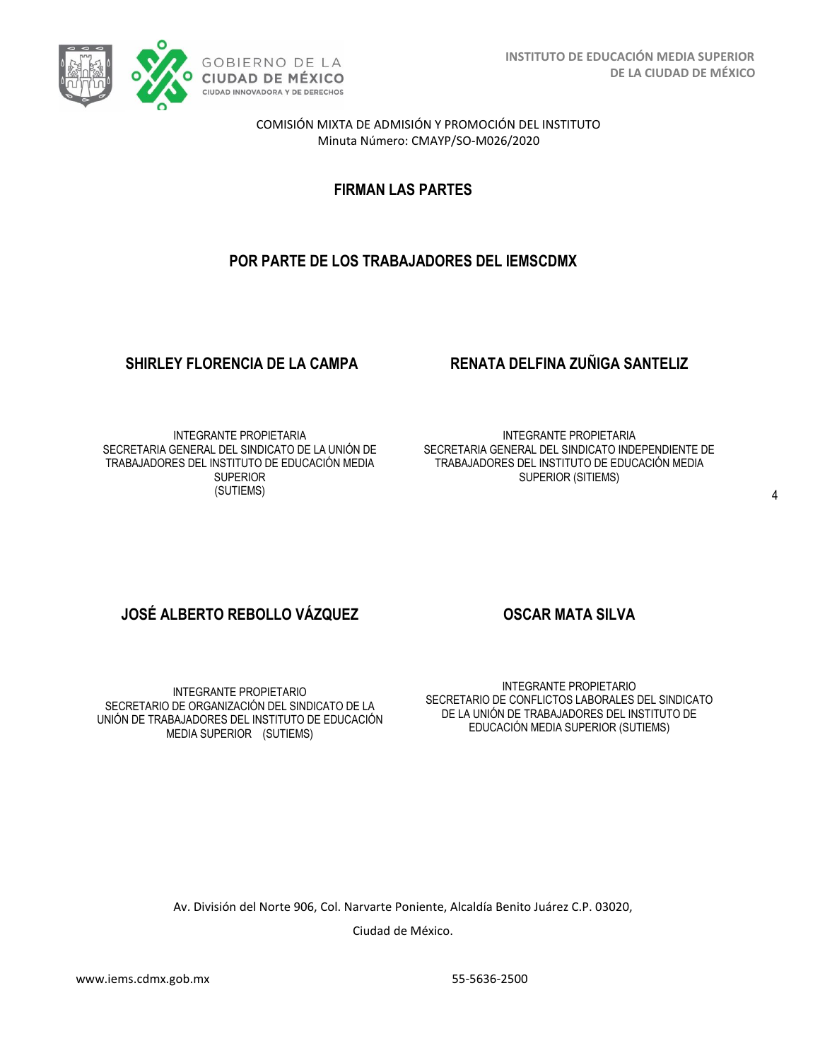COMISIÓN MIXTA DE ADMISIÓN Y PROMOCIÓN DEL INSTITUTO
Minuta Número: CMAYP/SO-M026/2020

## FIRMAN LAS PARTES

## POR PARTE DE LOS TRABAJADORES DEL IEMSCDMX

**SHIRLEY FLORENCIA DE LA CAMPA**

INTEGRANTE PROPIETARIA
SECRETARIA GENERAL DEL SINDICATO DE LA UNIÓN DE TRABAJADORES DEL INSTITUTO DE EDUCACIÓN MEDIA SUPERIOR
(SUTIEMS)

**RENATA DELFINA ZUÑIGA SANTELIZ**

INTEGRANTE PROPIETARIA
SECRETARIA GENERAL DEL SINDICATO INDEPENDIENTE DE TRABAJADORES DEL INSTITUTO DE EDUCACIÓN MEDIA SUPERIOR (SITIEMS)

**JOSÉ ALBERTO REBOLLO VÁZQUEZ**

INTEGRANTE PROPIETARIO
SECRETARIO DE ORGANIZACIÓN DEL SINDICATO DE LA UNIÓN DE TRABAJADORES DEL INSTITUTO DE EDUCACIÓN MEDIA SUPERIOR (SUTIEMS)

**OSCAR MATA SILVA**

INTEGRANTE PROPIETARIO
SECRETARIO DE CONFLICTOS LABORALES DEL SINDICATO DE LA UNIÓN DE TRABAJADORES DEL INSTITUTO DE EDUCACIÓN MEDIA SUPERIOR (SUTIEMS)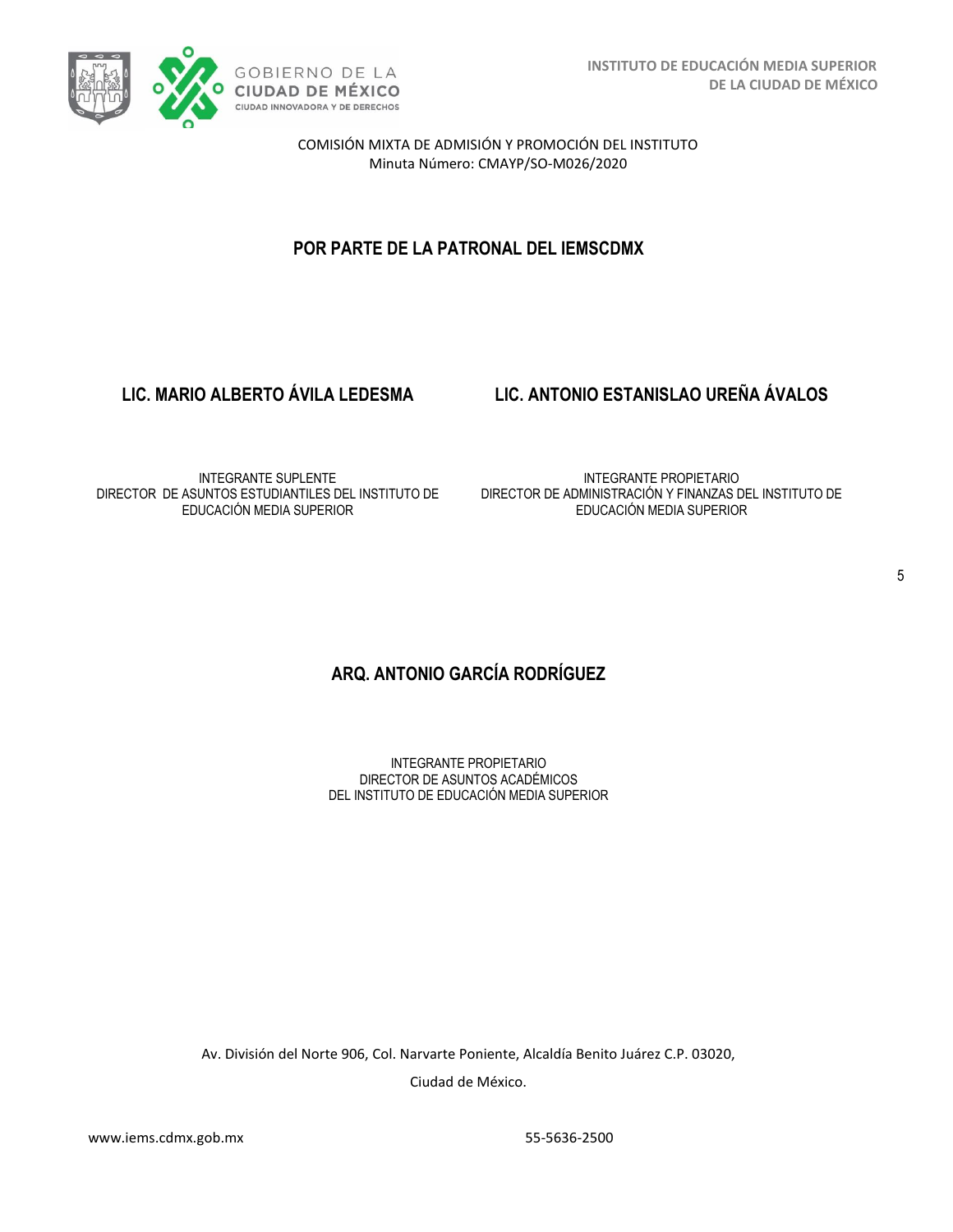COMISIÓN MIXTA DE ADMISIÓN Y PROMOCIÓN DEL INSTITUTO
Minuta Número: CMAYP/SO-M026/2020

## POR PARTE DE LA PATRONAL DEL IEMSCDMX

**LIC. MARIO ALBERTO ÁVILA LEDESMA**

INTEGRANTE SUPLENTE
DIRECTOR DE ASUNTOS ESTUDIANTILES DEL INSTITUTO DE EDUCACIÓN MEDIA SUPERIOR

**LIC. ANTONIO ESTANISLAO UREÑA ÁVALOS**

INTEGRANTE PROPIETARIO
DIRECTOR DE ADMINISTRACIÓN Y FINANZAS DEL INSTITUTO DE EDUCACIÓN MEDIA SUPERIOR

**ARQ. ANTONIO GARCÍA RODRÍGUEZ**

INTEGRANTE PROPIETARIO
DIRECTOR DE ASUNTOS ACADÉMICOS
DEL INSTITUTO DE EDUCACIÓN MEDIA SUPERIOR